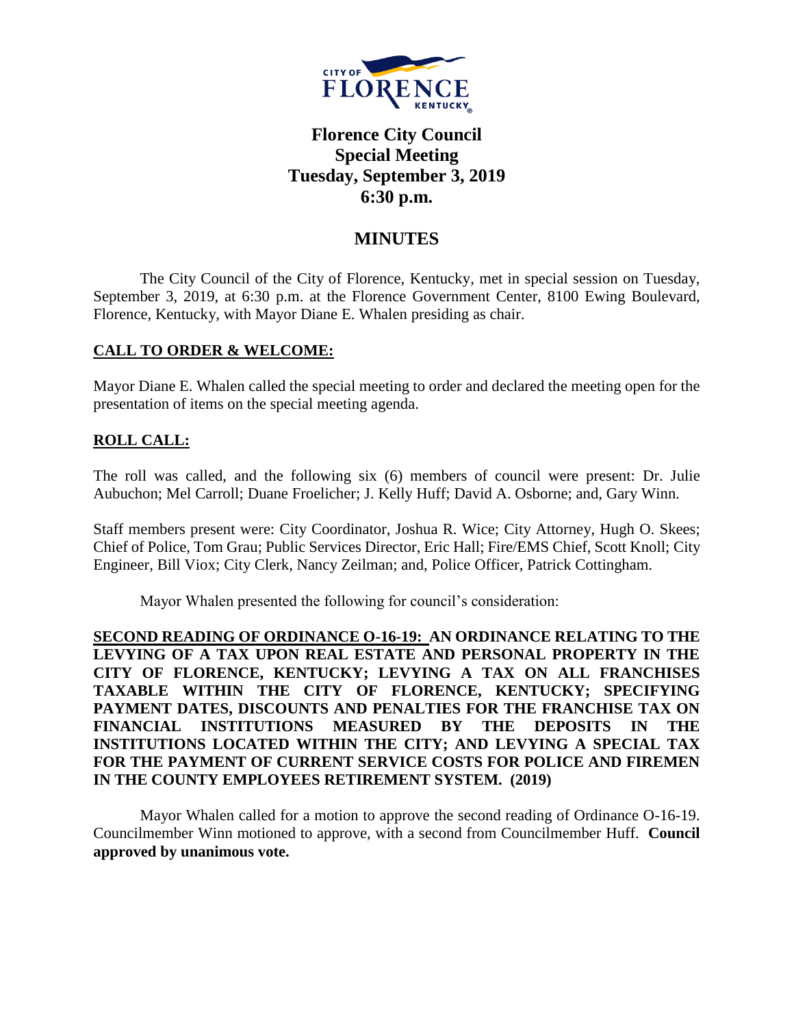# Florence City Council
## Special Meeting
## Tuesday, September 3, 2019
## 6:30 p.m.

## MINUTES

The City Council of the City of Florence, Kentucky, met in special session on Tuesday, September 3, 2019, at 6:30 p.m. at the Florence Government Center, 8100 Ewing Boulevard, Florence, Kentucky, with Mayor Diane E. Whalen presiding as chair.

**CALL TO ORDER & WELCOME:**

Mayor Diane E. Whalen called the special meeting to order and declared the meeting open for the presentation of items on the special meeting agenda.

**ROLL CALL:**

The roll was called, and the following six (6) members of council were present: Dr. Julie Aubuchon; Mel Carroll; Duane Froelicher; J. Kelly Huff; David A. Osborne; and, Gary Winn.

Staff members present were: City Coordinator, Joshua R. Wice; City Attorney, Hugh O. Skees; Chief of Police, Tom Grau; Public Services Director, Eric Hall; Fire/EMS Chief, Scott Knoll; City Engineer, Bill Viox; City Clerk, Nancy Zeilman; and, Police Officer, Patrick Cottingham.

Mayor Whalen presented the following for council's consideration:

**SECOND READING OF ORDINANCE O-16-19: AN ORDINANCE RELATING TO THE LEVYING OF A TAX UPON REAL ESTATE AND PERSONAL PROPERTY IN THE CITY OF FLORENCE, KENTUCKY; LEVYING A TAX ON ALL FRANCHISES TAXABLE WITHIN THE CITY OF FLORENCE, KENTUCKY; SPECIFYING PAYMENT DATES, DISCOUNTS AND PENALTIES FOR THE FRANCHISE TAX ON FINANCIAL INSTITUTIONS MEASURED BY THE DEPOSITS IN THE INSTITUTIONS LOCATED WITHIN THE CITY; AND LEVYING A SPECIAL TAX FOR THE PAYMENT OF CURRENT SERVICE COSTS FOR POLICE AND FIREMEN IN THE COUNTY EMPLOYEES RETIREMENT SYSTEM. (2019)**

Mayor Whalen called for a motion to approve the second reading of Ordinance O-16-19. Councilmember Winn motioned to approve, with a second from Councilmember Huff. **Council approved by unanimous vote.**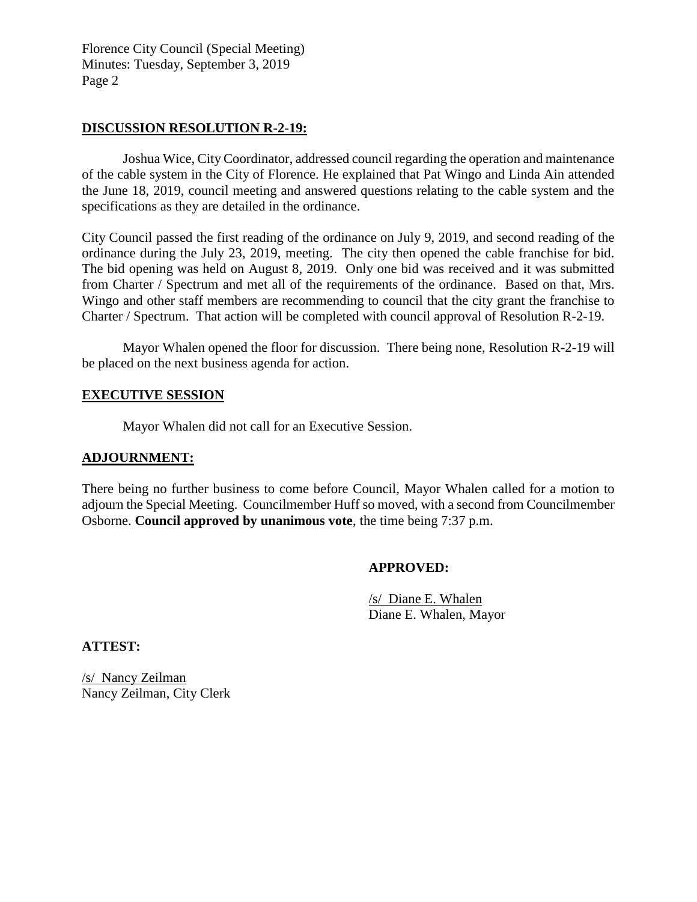## DISCUSSION RESOLUTION R-2-19:

Joshua Wice, City Coordinator, addressed council regarding the operation and maintenance of the cable system in the City of Florence. He explained that Pat Wingo and Linda Ain attended the June 18, 2019, council meeting and answered questions relating to the cable system and the specifications as they are detailed in the ordinance.

City Council passed the first reading of the ordinance on July 9, 2019, and second reading of the ordinance during the July 23, 2019, meeting. The city then opened the cable franchise for bid. The bid opening was held on August 8, 2019. Only one bid was received and it was submitted from Charter / Spectrum and met all of the requirements of the ordinance. Based on that, Mrs. Wingo and other staff members are recommending to council that the city grant the franchise to Charter / Spectrum. That action will be completed with council approval of Resolution R-2-19.

Mayor Whalen opened the floor for discussion. There being none, Resolution R-2-19 will be placed on the next business agenda for action.

## EXECUTIVE SESSION

Mayor Whalen did not call for an Executive Session.

## ADJOURNMENT:

There being no further business to come before Council, Mayor Whalen called for a motion to adjourn the Special Meeting. Councilmember Huff so moved, with a second from Councilmember Osborne. **Council approved by unanimous vote**, the time being 7:37 p.m.

**APPROVED:**

/s/ Diane E. Whalen
Diane E. Whalen, Mayor

**ATTEST:**

/s/ Nancy Zeilman
Nancy Zeilman, City Clerk